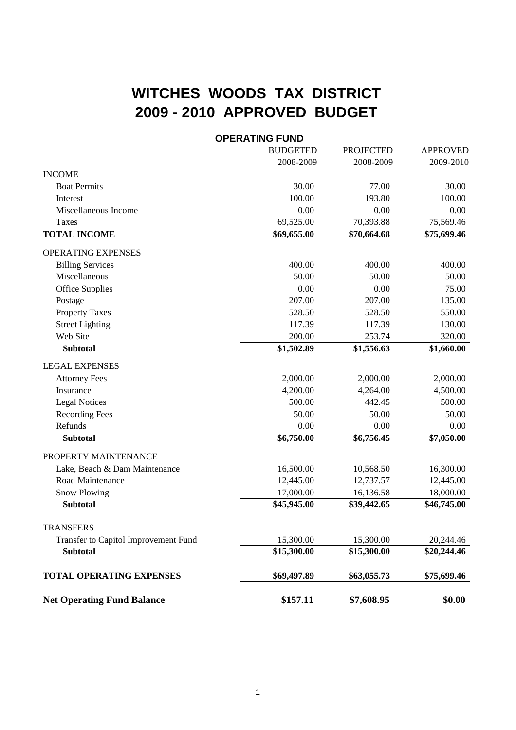# WITCHES WOODS TAX DISTRICT
# 2009 - 2010 APPROVED BUDGET

## OPERATING FUND

| | BUDGETED 2008-2009 | PROJECTED 2008-2009 | APPROVED 2009-2010 |
|---|---|---|---|
| INCOME | | | |
| Boat Permits | 30.00 | 77.00 | 30.00 |
| Interest | 100.00 | 193.80 | 100.00 |
| Miscellaneous Income | 0.00 | 0.00 | 0.00 |
| Taxes | 69,525.00 | 70,393.88 | 75,569.46 |
| **TOTAL INCOME** | **$69,655.00** | **$70,664.68** | **$75,699.46** |
| OPERATING EXPENSES | | | |
| Billing Services | 400.00 | 400.00 | 400.00 |
| Miscellaneous | 50.00 | 50.00 | 50.00 |
| Office Supplies | 0.00 | 0.00 | 75.00 |
| Postage | 207.00 | 207.00 | 135.00 |
| Property Taxes | 528.50 | 528.50 | 550.00 |
| Street Lighting | 117.39 | 117.39 | 130.00 |
| Web Site | 200.00 | 253.74 | 320.00 |
| **Subtotal** | **$1,502.89** | **$1,556.63** | **$1,660.00** |
| LEGAL EXPENSES | | | |
| Attorney Fees | 2,000.00 | 2,000.00 | 2,000.00 |
| Insurance | 4,200.00 | 4,264.00 | 4,500.00 |
| Legal Notices | 500.00 | 442.45 | 500.00 |
| Recording Fees | 50.00 | 50.00 | 50.00 |
| Refunds | 0.00 | 0.00 | 0.00 |
| **Subtotal** | **$6,750.00** | **$6,756.45** | **$7,050.00** |
| PROPERTY MAINTENANCE | | | |
| Lake, Beach & Dam Maintenance | 16,500.00 | 10,568.50 | 16,300.00 |
| Road Maintenance | 12,445.00 | 12,737.57 | 12,445.00 |
| Snow Plowing | 17,000.00 | 16,136.58 | 18,000.00 |
| **Subtotal** | **$45,945.00** | **$39,442.65** | **$46,745.00** |
| TRANSFERS | | | |
| Transfer to Capitol Improvement Fund | 15,300.00 | 15,300.00 | 20,244.46 |
| **Subtotal** | **$15,300.00** | **$15,300.00** | **$20,244.46** |
| **TOTAL OPERATING EXPENSES** | **$69,497.89** | **$63,055.73** | **$75,699.46** |
| **Net Operating Fund Balance** | **$157.11** | **$7,608.95** | **$0.00** |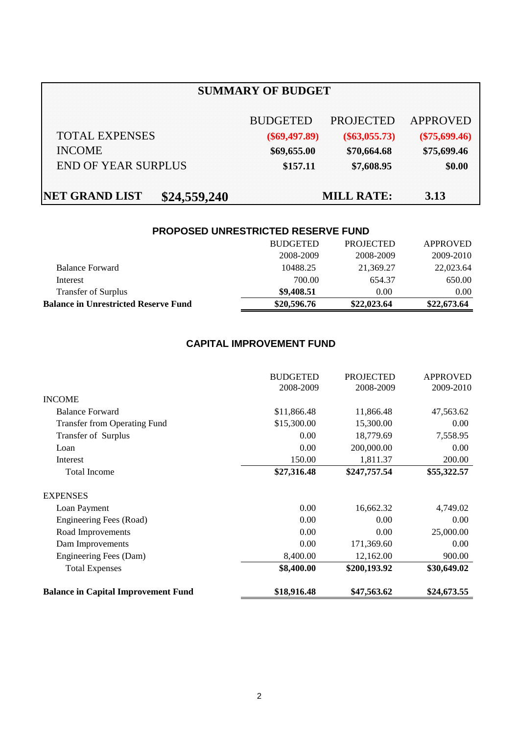## SUMMARY OF BUDGET

| | BUDGETED | PROJECTED | APPROVED |
|---|---|---|---|
| TOTAL EXPENSES | **($69,497.89)** | **($63,055.73)** | **($75,699.46)** |
| INCOME | **$69,655.00** | **$70,664.68** | **$75,699.46** |
| END OF YEAR SURPLUS | **$157.11** | **$7,608.95** | **$0.00** |

**NET GRAND LIST** **$24,559,240** **MILL RATE:** **3.13**

## PROPOSED UNRESTRICTED RESERVE FUND

| | BUDGETED 2008-2009 | PROJECTED 2008-2009 | APPROVED 2009-2010 |
|---|---|---|---|
| Balance Forward | 10488.25 | 21,369.27 | 22,023.64 |
| Interest | 700.00 | 654.37 | 650.00 |
| Transfer of Surplus | **$9,408.51** | 0.00 | 0.00 |
| **Balance in Unrestricted Reserve Fund** | **$20,596.76** | **$22,023.64** | **$22,673.64** |

## CAPITAL IMPROVEMENT FUND

| | BUDGETED 2008-2009 | PROJECTED 2008-2009 | APPROVED 2009-2010 |
|---|---|---|---|
| INCOME | | | |
| Balance Forward | $11,866.48 | 11,866.48 | 47,563.62 |
| Transfer from Operating Fund | $15,300.00 | 15,300.00 | 0.00 |
| Transfer of Surplus | 0.00 | 18,779.69 | 7,558.95 |
| Loan | 0.00 | 200,000.00 | 0.00 |
| Interest | 150.00 | 1,811.37 | 200.00 |
| Total Income | **$27,316.48** | **$247,757.54** | **$55,322.57** |
| EXPENSES | | | |
| Loan Payment | 0.00 | 16,662.32 | 4,749.02 |
| Engineering Fees (Road) | 0.00 | 0.00 | 0.00 |
| Road Improvements | 0.00 | 0.00 | 25,000.00 |
| Dam Improvements | 0.00 | 171,369.60 | 0.00 |
| Engineering Fees (Dam) | 8,400.00 | 12,162.00 | 900.00 |
| Total Expenses | **$8,400.00** | **$200,193.92** | **$30,649.02** |
| **Balance in Capital Improvement Fund** | **$18,916.48** | **$47,563.62** | **$24,673.55** |